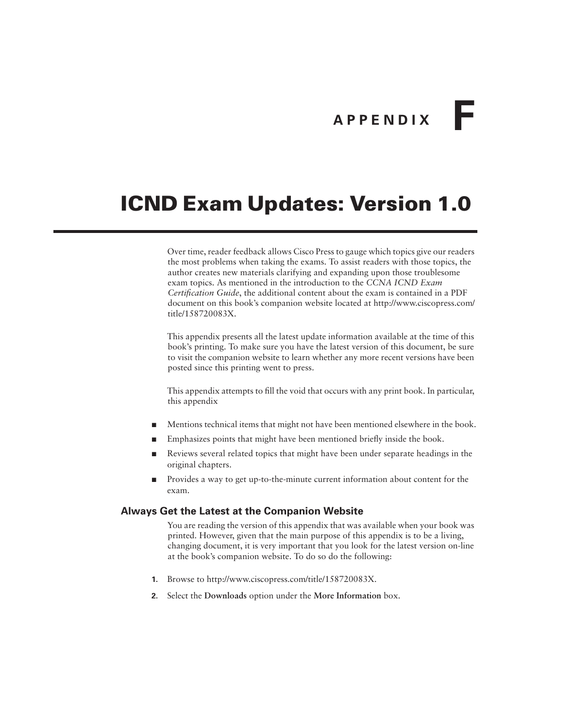# APPENDIX F

# ICND Exam Updates: Version 1.0

Over time, reader feedback allows Cisco Press to gauge which topics give our readers the most problems when taking the exams. To assist readers with those topics, the author creates new materials clarifying and expanding upon those troublesome exam topics. As mentioned in the introduction to the *CCNA ICND Exam Certification Guide*, the additional content about the exam is contained in a PDF document on this book's companion website located at http://www.ciscopress.com/title/158720083X.

This appendix presents all the latest update information available at the time of this book's printing. To make sure you have the latest version of this document, be sure to visit the companion website to learn whether any more recent versions have been posted since this printing went to press.

This appendix attempts to fill the void that occurs with any print book. In particular, this appendix

- Mentions technical items that might not have been mentioned elsewhere in the book.
- Emphasizes points that might have been mentioned briefly inside the book.
- Reviews several related topics that might have been under separate headings in the original chapters.
- Provides a way to get up-to-the-minute current information about content for the exam.

## Always Get the Latest at the Companion Website

You are reading the version of this appendix that was available when your book was printed. However, given that the main purpose of this appendix is to be a living, changing document, it is very important that you look for the latest version on-line at the book's companion website. To do so do the following:

1. Browse to http://www.ciscopress.com/title/158720083X.
2. Select the **Downloads** option under the **More Information** box.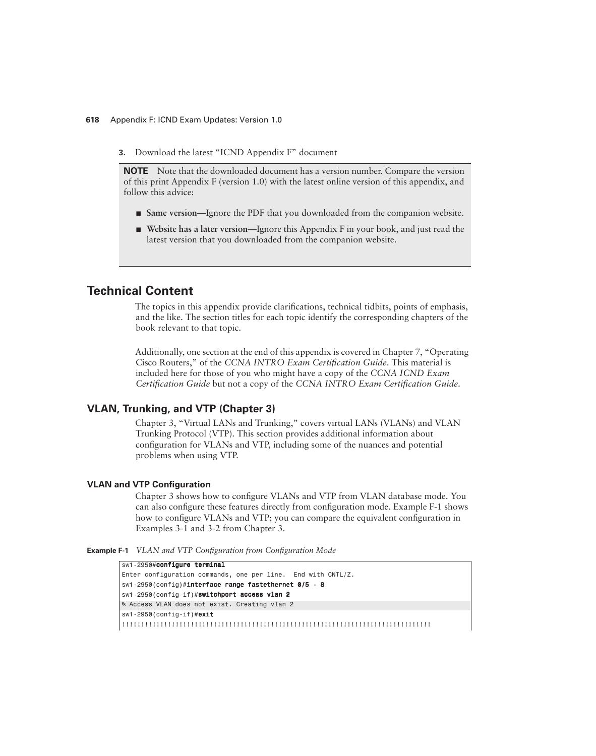3. Download the latest "ICND Appendix F" document

**NOTE** Note that the downloaded document has a version number. Compare the version of this print Appendix F (version 1.0) with the latest online version of this appendix, and follow this advice:

- **Same version—**Ignore the PDF that you downloaded from the companion website.
- **Website has a later version—**Ignore this Appendix F in your book, and just read the latest version that you downloaded from the companion website.

## Technical Content

The topics in this appendix provide clarifications, technical tidbits, points of emphasis, and the like. The section titles for each topic identify the corresponding chapters of the book relevant to that topic.

Additionally, one section at the end of this appendix is covered in Chapter 7, "Operating Cisco Routers," of the *CCNA INTRO Exam Certification Guide*. This material is included here for those of you who might have a copy of the *CCNA ICND Exam Certification Guide* but not a copy of the *CCNA INTRO Exam Certification Guide*.

### VLAN, Trunking, and VTP (Chapter 3)

Chapter 3, "Virtual LANs and Trunking," covers virtual LANs (VLANs) and VLAN Trunking Protocol (VTP). This section provides additional information about configuration for VLANs and VTP, including some of the nuances and potential problems when using VTP.

#### VLAN and VTP Configuration

Chapter 3 shows how to configure VLANs and VTP from VLAN database mode. You can also configure these features directly from configuration mode. Example F-1 shows how to configure VLANs and VTP; you can compare the equivalent configuration in Examples 3-1 and 3-2 from Chapter 3.

**Example F-1** *VLAN and VTP Configuration from Configuration Mode*

```
sw1-2950#configure terminal
Enter configuration commands, one per line.  End with CNTL/Z.
sw1-2950(config)#interface range fastethernet 0/5 - 8
sw1-2950(config-if)#switchport access vlan 2
% Access VLAN does not exist. Creating vlan 2
sw1-2950(config-if)#exit
!!!!!!!!!!!!!!!!!!!!!!!!!!!!!!!!!!!!!!!!!!!!!!!!!!!!!!!!!!!!!!!!!!!!!!!!!!!!!!!!!
```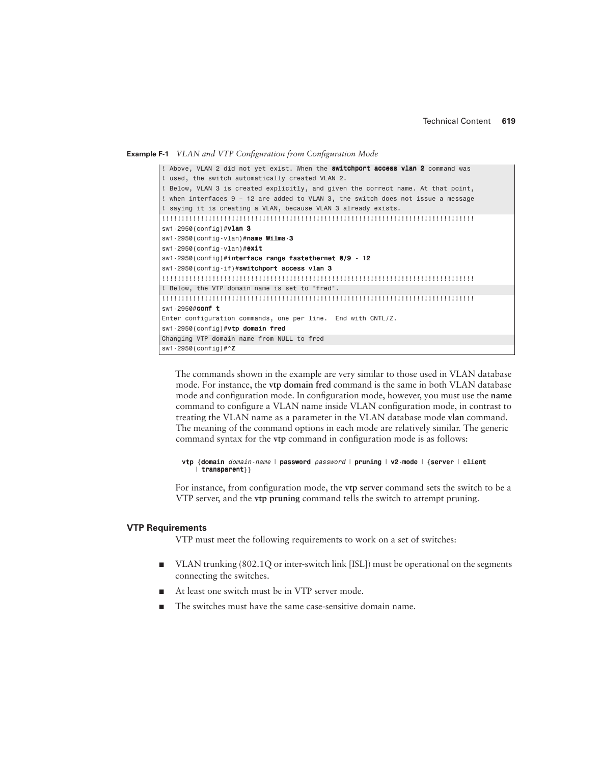**Example F-1** *VLAN and VTP Configuration from Configuration Mode*

```
! Above, VLAN 2 did not yet exist. When the switchport access vlan 2 command was
! used, the switch automatically created VLAN 2.
! Below, VLAN 3 is created explicitly, and given the correct name. At that point,
! when interfaces 9 - 12 are added to VLAN 3, the switch does not issue a message
! saying it is creating a VLAN, because VLAN 3 already exists.
!!!!!!!!!!!!!!!!!!!!!!!!!!!!!!!!!!!!!!!!!!!!!!!!!!!!!!!!!!!!!!!!!!!!!!!!!!!!!!!!!!!
sw1-2950(config)#vlan 3
sw1-2950(config-vlan)#name Wilma-3
sw1-2950(config-vlan)#exit
sw1-2950(config)#interface range fastethernet 0/9 - 12
sw1-2950(config-if)#switchport access vlan 3
!!!!!!!!!!!!!!!!!!!!!!!!!!!!!!!!!!!!!!!!!!!!!!!!!!!!!!!!!!!!!!!!!!!!!!!!!!!!!!!!!!!
! Below, the VTP domain name is set to "fred".
!!!!!!!!!!!!!!!!!!!!!!!!!!!!!!!!!!!!!!!!!!!!!!!!!!!!!!!!!!!!!!!!!!!!!!!!!!!!!!!!!!!
sw1-2950#conf t
Enter configuration commands, one per line.  End with CNTL/Z.
sw1-2950(config)#vtp domain fred
Changing VTP domain name from NULL to fred
sw1-2950(config)#^Z
```

The commands shown in the example are very similar to those used in VLAN database mode. For instance, the **vtp domain fred** command is the same in both VLAN database mode and configuration mode. In configuration mode, however, you must use the **name** command to configure a VLAN name inside VLAN configuration mode, in contrast to treating the VLAN name as a parameter in the VLAN database mode **vlan** command. The meaning of the command options in each mode are relatively similar. The generic command syntax for the **vtp** command in configuration mode is as follows:

```
vtp {domain domain-name | password password | pruning | v2-mode | {server | client
    | transparent}}
```

For instance, from configuration mode, the **vtp server** command sets the switch to be a VTP server, and the **vtp pruning** command tells the switch to attempt pruning.

### VTP Requirements

VTP must meet the following requirements to work on a set of switches:

- VLAN trunking (802.1Q or inter-switch link [ISL]) must be operational on the segments connecting the switches.
- At least one switch must be in VTP server mode.
- The switches must have the same case-sensitive domain name.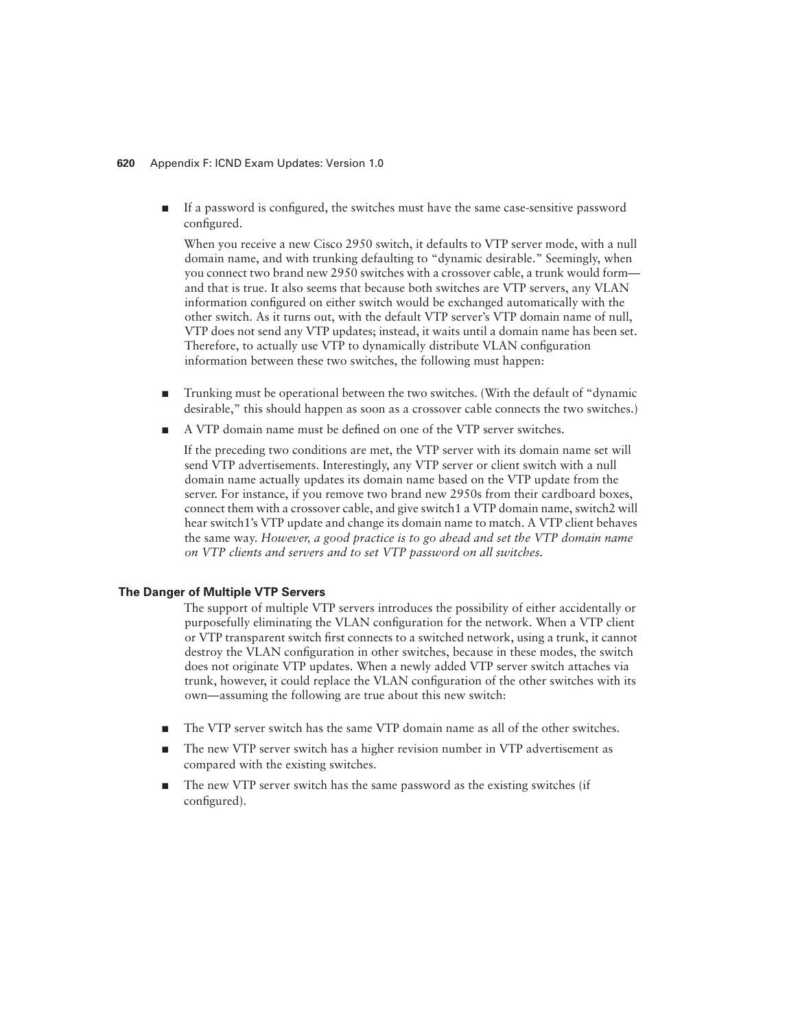- If a password is configured, the switches must have the same case-sensitive password configured.

  When you receive a new Cisco 2950 switch, it defaults to VTP server mode, with a null domain name, and with trunking defaulting to "dynamic desirable." Seemingly, when you connect two brand new 2950 switches with a crossover cable, a trunk would form—and that is true. It also seems that because both switches are VTP servers, any VLAN information configured on either switch would be exchanged automatically with the other switch. As it turns out, with the default VTP server's VTP domain name of null, VTP does not send any VTP updates; instead, it waits until a domain name has been set. Therefore, to actually use VTP to dynamically distribute VLAN configuration information between these two switches, the following must happen:

- Trunking must be operational between the two switches. (With the default of "dynamic desirable," this should happen as soon as a crossover cable connects the two switches.)
- A VTP domain name must be defined on one of the VTP server switches.

  If the preceding two conditions are met, the VTP server with its domain name set will send VTP advertisements. Interestingly, any VTP server or client switch with a null domain name actually updates its domain name based on the VTP update from the server. For instance, if you remove two brand new 2950s from their cardboard boxes, connect them with a crossover cable, and give switch1 a VTP domain name, switch2 will hear switch1's VTP update and change its domain name to match. A VTP client behaves the same way. *However, a good practice is to go ahead and set the VTP domain name on VTP clients and servers and to set VTP password on all switches.*

#### The Danger of Multiple VTP Servers

The support of multiple VTP servers introduces the possibility of either accidentally or purposefully eliminating the VLAN configuration for the network. When a VTP client or VTP transparent switch first connects to a switched network, using a trunk, it cannot destroy the VLAN configuration in other switches, because in these modes, the switch does not originate VTP updates. When a newly added VTP server switch attaches via trunk, however, it could replace the VLAN configuration of the other switches with its own—assuming the following are true about this new switch:

- The VTP server switch has the same VTP domain name as all of the other switches.
- The new VTP server switch has a higher revision number in VTP advertisement as compared with the existing switches.
- The new VTP server switch has the same password as the existing switches (if configured).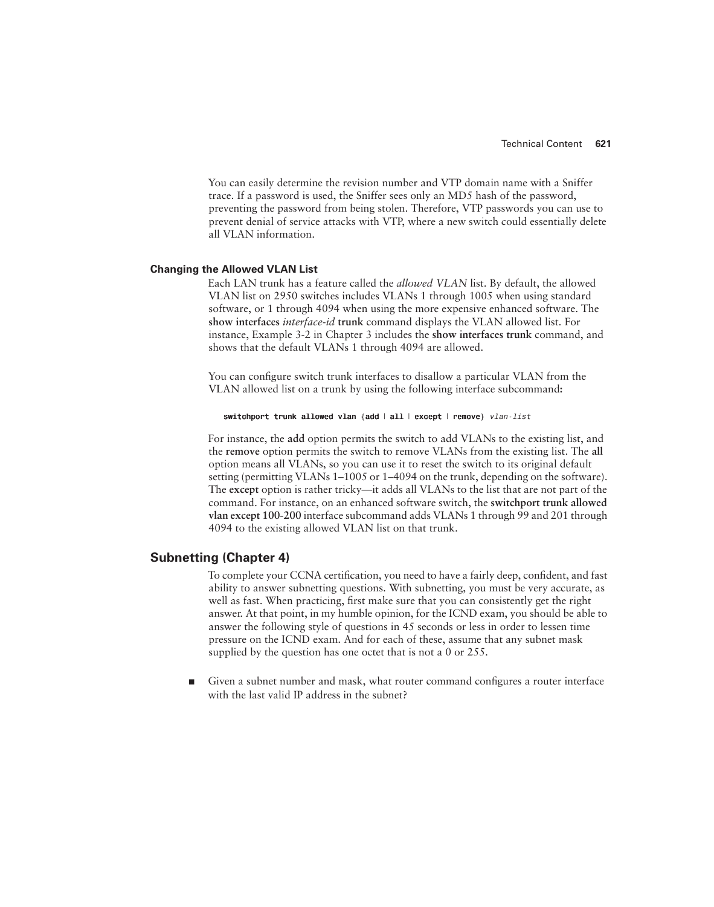You can easily determine the revision number and VTP domain name with a Sniffer trace. If a password is used, the Sniffer sees only an MD5 hash of the password, preventing the password from being stolen. Therefore, VTP passwords you can use to prevent denial of service attacks with VTP, where a new switch could essentially delete all VLAN information.

### Changing the Allowed VLAN List

Each LAN trunk has a feature called the *allowed VLAN* list. By default, the allowed VLAN list on 2950 switches includes VLANs 1 through 1005 when using standard software, or 1 through 4094 when using the more expensive enhanced software. The **show interfaces** *interface-id* **trunk** command displays the VLAN allowed list. For instance, Example 3-2 in Chapter 3 includes the **show interfaces trunk** command, and shows that the default VLANs 1 through 4094 are allowed.

You can configure switch trunk interfaces to disallow a particular VLAN from the VLAN allowed list on a trunk by using the following interface subcommand**:**

```
switchport trunk allowed vlan {add | all | except | remove} vlan-list
```

For instance, the **add** option permits the switch to add VLANs to the existing list, and the **remove** option permits the switch to remove VLANs from the existing list. The **all** option means all VLANs, so you can use it to reset the switch to its original default setting (permitting VLANs 1–1005 or 1–4094 on the trunk, depending on the software). The **except** option is rather tricky—it adds all VLANs to the list that are not part of the command. For instance, on an enhanced software switch, the **switchport trunk allowed vlan except 100-200** interface subcommand adds VLANs 1 through 99 and 201 through 4094 to the existing allowed VLAN list on that trunk.

## Subnetting (Chapter 4)

To complete your CCNA certification, you need to have a fairly deep, confident, and fast ability to answer subnetting questions. With subnetting, you must be very accurate, as well as fast. When practicing, first make sure that you can consistently get the right answer. At that point, in my humble opinion, for the ICND exam, you should be able to answer the following style of questions in 45 seconds or less in order to lessen time pressure on the ICND exam. And for each of these, assume that any subnet mask supplied by the question has one octet that is not a 0 or 255.

- Given a subnet number and mask, what router command configures a router interface with the last valid IP address in the subnet?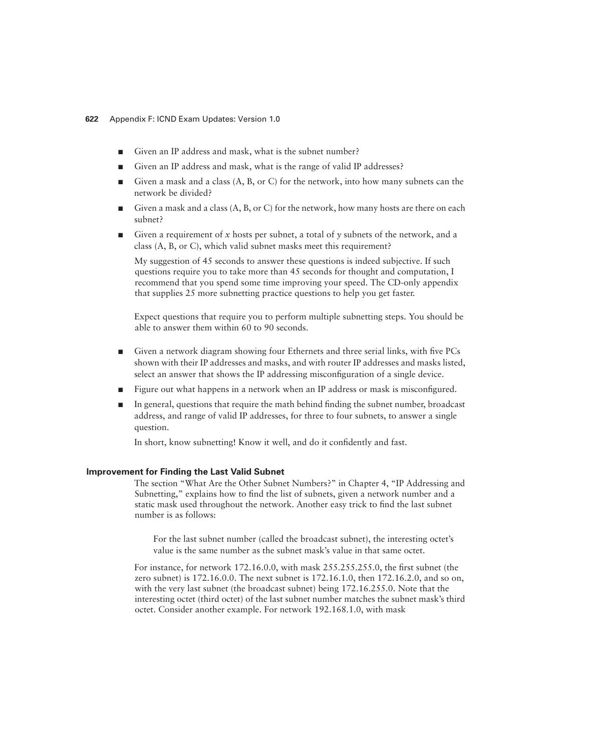- Given an IP address and mask, what is the subnet number?
- Given an IP address and mask, what is the range of valid IP addresses?
- Given a mask and a class (A, B, or C) for the network, into how many subnets can the network be divided?
- Given a mask and a class (A, B, or C) for the network, how many hosts are there on each subnet?
- Given a requirement of *x* hosts per subnet, a total of *y* subnets of the network, and a class (A, B, or C), which valid subnet masks meet this requirement?

  My suggestion of 45 seconds to answer these questions is indeed subjective. If such questions require you to take more than 45 seconds for thought and computation, I recommend that you spend some time improving your speed. The CD-only appendix that supplies 25 more subnetting practice questions to help you get faster.

  Expect questions that require you to perform multiple subnetting steps. You should be able to answer them within 60 to 90 seconds.

- Given a network diagram showing four Ethernets and three serial links, with five PCs shown with their IP addresses and masks, and with router IP addresses and masks listed, select an answer that shows the IP addressing misconfiguration of a single device.
- Figure out what happens in a network when an IP address or mask is misconfigured.
- In general, questions that require the math behind finding the subnet number, broadcast address, and range of valid IP addresses, for three to four subnets, to answer a single question.

  In short, know subnetting! Know it well, and do it confidently and fast.

### Improvement for Finding the Last Valid Subnet

The section "What Are the Other Subnet Numbers?" in Chapter 4, "IP Addressing and Subnetting," explains how to find the list of subnets, given a network number and a static mask used throughout the network. Another easy trick to find the last subnet number is as follows:

> For the last subnet number (called the broadcast subnet), the interesting octet's value is the same number as the subnet mask's value in that same octet.

For instance, for network 172.16.0.0, with mask 255.255.255.0, the first subnet (the zero subnet) is 172.16.0.0. The next subnet is 172.16.1.0, then 172.16.2.0, and so on, with the very last subnet (the broadcast subnet) being 172.16.255.0. Note that the interesting octet (third octet) of the last subnet number matches the subnet mask's third octet. Consider another example. For network 192.168.1.0, with mask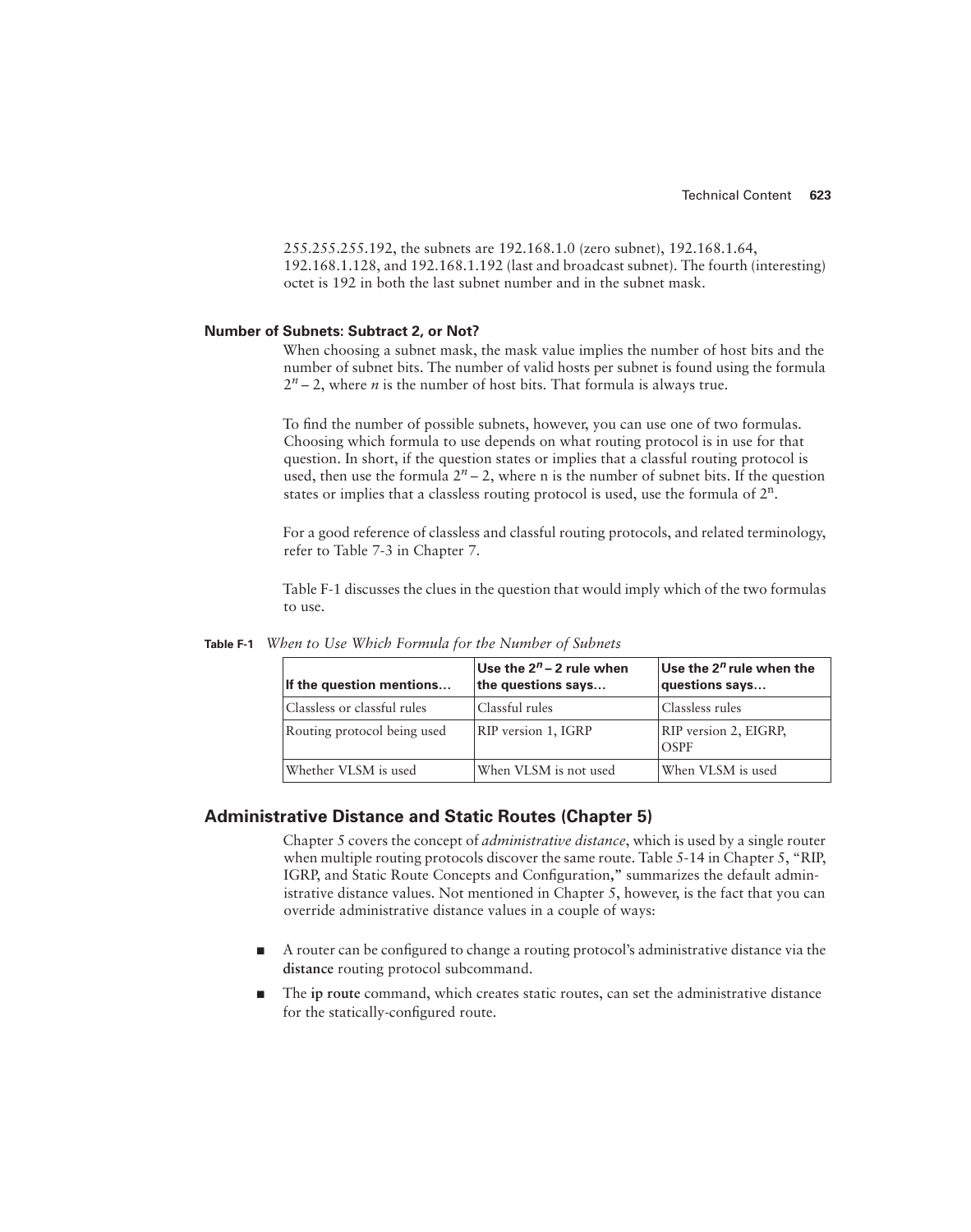255.255.255.192, the subnets are 192.168.1.0 (zero subnet), 192.168.1.64, 192.168.1.128, and 192.168.1.192 (last and broadcast subnet). The fourth (interesting) octet is 192 in both the last subnet number and in the subnet mask.

### Number of Subnets: Subtract 2, or Not?

When choosing a subnet mask, the mask value implies the number of host bits and the number of subnet bits. The number of valid hosts per subnet is found using the formula $2^n - 2$, where $n$ is the number of host bits. That formula is always true.

To find the number of possible subnets, however, you can use one of two formulas. Choosing which formula to use depends on what routing protocol is in use for that question. In short, if the question states or implies that a classful routing protocol is used, then use the formula $2^n - 2$, where n is the number of subnet bits. If the question states or implies that a classless routing protocol is used, use the formula of $2^n$.

For a good reference of classless and classful routing protocols, and related terminology, refer to Table 7-3 in Chapter 7.

Table F-1 discusses the clues in the question that would imply which of the two formulas to use.

**Table F-1** *When to Use Which Formula for the Number of Subnets*

| If the question mentions… | Use the $2^n - 2$ rule when the questions says… | Use the $2^n$ rule when the questions says… |
|---|---|---|
| Classless or classful rules | Classful rules | Classless rules |
| Routing protocol being used | RIP version 1, IGRP | RIP version 2, EIGRP, OSPF |
| Whether VLSM is used | When VLSM is not used | When VLSM is used |

## Administrative Distance and Static Routes (Chapter 5)

Chapter 5 covers the concept of *administrative distance*, which is used by a single router when multiple routing protocols discover the same route. Table 5-14 in Chapter 5, "RIP, IGRP, and Static Route Concepts and Configuration," summarizes the default administrative distance values. Not mentioned in Chapter 5, however, is the fact that you can override administrative distance values in a couple of ways:

- A router can be configured to change a routing protocol's administrative distance via the **distance** routing protocol subcommand.
- The **ip route** command, which creates static routes, can set the administrative distance for the statically-configured route.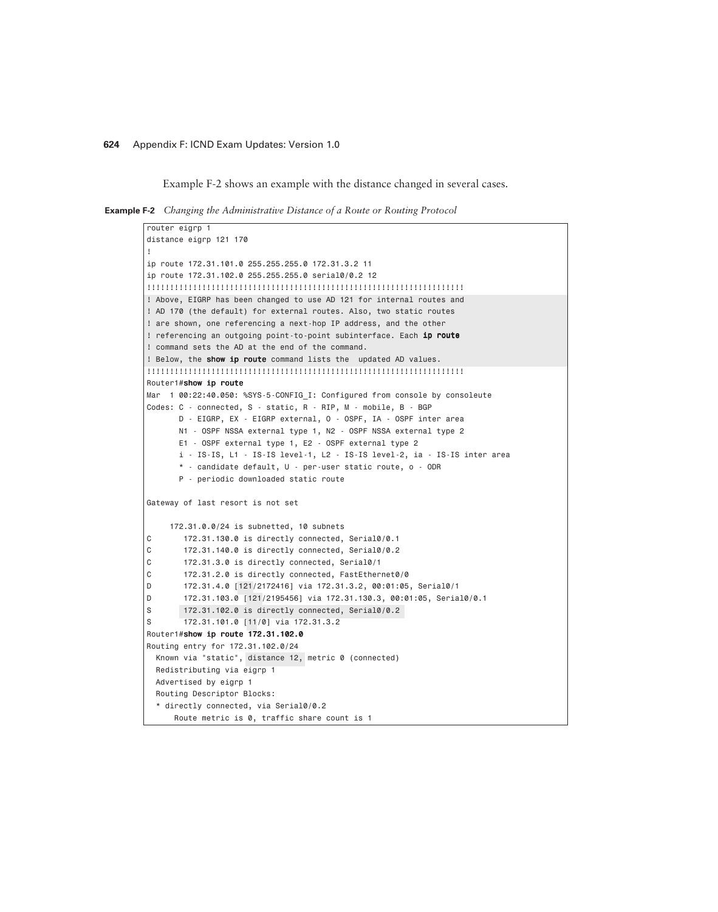Example F-2 shows an example with the distance changed in several cases.

**Example F-2** *Changing the Administrative Distance of a Route or Routing Protocol*

```
router eigrp 1
distance eigrp 121 170
!
ip route 172.31.101.0 255.255.255.0 172.31.3.2 11
ip route 172.31.102.0 255.255.255.0 serial0/0.2 12
!!!!!!!!!!!!!!!!!!!!!!!!!!!!!!!!!!!!!!!!!!!!!!!!!!!!!!!!!!!!!!!!!!!!!
! Above, EIGRP has been changed to use AD 121 for internal routes and
! AD 170 (the default) for external routes. Also, two static routes
! are shown, one referencing a next-hop IP address, and the other
! referencing an outgoing point-to-point subinterface. Each ip route
! command sets the AD at the end of the command.
! Below, the show ip route command lists the  updated AD values.
!!!!!!!!!!!!!!!!!!!!!!!!!!!!!!!!!!!!!!!!!!!!!!!!!!!!!!!!!!!!!!!!!!!!!
Router1#show ip route
Mar  1 00:22:40.050: %SYS-5-CONFIG_I: Configured from console by consoleute
Codes: C - connected, S - static, R - RIP, M - mobile, B - BGP
       D - EIGRP, EX - EIGRP external, O - OSPF, IA - OSPF inter area
       N1 - OSPF NSSA external type 1, N2 - OSPF NSSA external type 2
       E1 - OSPF external type 1, E2 - OSPF external type 2
       i - IS-IS, L1 - IS-IS level-1, L2 - IS-IS level-2, ia - IS-IS inter area
       * - candidate default, U - per-user static route, o - ODR
       P - periodic downloaded static route

Gateway of last resort is not set

     172.31.0.0/24 is subnetted, 10 subnets
C       172.31.130.0 is directly connected, Serial0/0.1
C       172.31.140.0 is directly connected, Serial0/0.2
C       172.31.3.0 is directly connected, Serial0/1
C       172.31.2.0 is directly connected, FastEthernet0/0
D       172.31.4.0 [121/2172416] via 172.31.3.2, 00:01:05, Serial0/1
D       172.31.103.0 [121/2195456] via 172.31.130.3, 00:01:05, Serial0/0.1
S       172.31.102.0 is directly connected, Serial0/0.2
S       172.31.101.0 [11/0] via 172.31.3.2
Router1#show ip route 172.31.102.0
Routing entry for 172.31.102.0/24
  Known via "static", distance 12, metric 0 (connected)
  Redistributing via eigrp 1
  Advertised by eigrp 1
  Routing Descriptor Blocks:
  * directly connected, via Serial0/0.2
      Route metric is 0, traffic share count is 1
```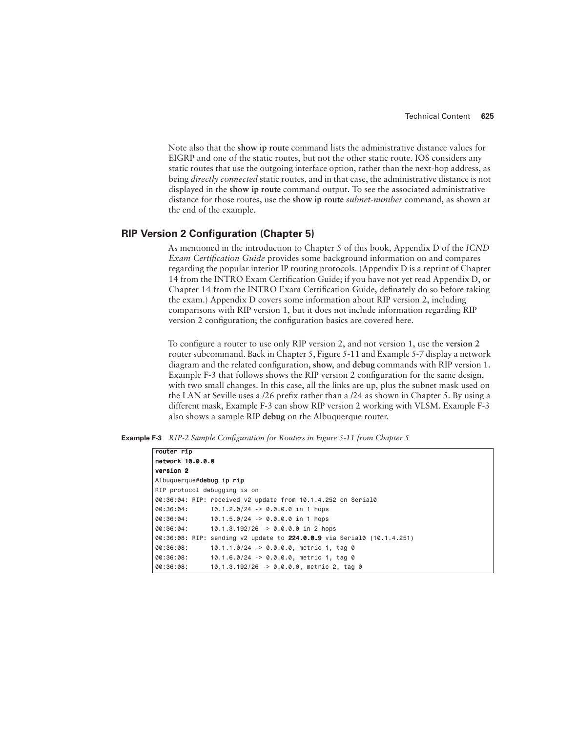Note also that the **show ip route** command lists the administrative distance values for EIGRP and one of the static routes, but not the other static route. IOS considers any static routes that use the outgoing interface option, rather than the next-hop address, as being *directly connected* static routes, and in that case, the administrative distance is not displayed in the **show ip route** command output. To see the associated administrative distance for those routes, use the **show ip route** *subnet-number* command, as shown at the end of the example.

## RIP Version 2 Configuration (Chapter 5)

As mentioned in the introduction to Chapter 5 of this book, Appendix D of the *ICND Exam Certification Guide* provides some background information on and compares regarding the popular interior IP routing protocols. (Appendix D is a reprint of Chapter 14 from the INTRO Exam Certification Guide; if you have not yet read Appendix D, or Chapter 14 from the INTRO Exam Certification Guide, definately do so before taking the exam.) Appendix D covers some information about RIP version 2, including comparisons with RIP version 1, but it does not include information regarding RIP version 2 configuration; the configuration basics are covered here.

To configure a router to use only RIP version 2, and not version 1, use the **version 2** router subcommand. Back in Chapter 5, Figure 5-11 and Example 5-7 display a network diagram and the related configuration, **show**, and **debug** commands with RIP version 1. Example F-3 that follows shows the RIP version 2 configuration for the same design, with two small changes. In this case, all the links are up, plus the subnet mask used on the LAN at Seville uses a /26 prefix rather than a /24 as shown in Chapter 5. By using a different mask, Example F-3 can show RIP version 2 working with VLSM. Example F-3 also shows a sample RIP **debug** on the Albuquerque router.

**Example F-3** *RIP-2 Sample Configuration for Routers in Figure 5-11 from Chapter 5*

```
router rip
network 10.0.0.0
version 2
Albuquerque#debug ip rip
RIP protocol debugging is on
00:36:04: RIP: received v2 update from 10.1.4.252 on Serial0
00:36:04:      10.1.2.0/24 -> 0.0.0.0 in 1 hops
00:36:04:      10.1.5.0/24 -> 0.0.0.0 in 1 hops
00:36:04:      10.1.3.192/26 -> 0.0.0.0 in 2 hops
00:36:08: RIP: sending v2 update to 224.0.0.9 via Serial0 (10.1.4.251)
00:36:08:      10.1.1.0/24 -> 0.0.0.0, metric 1, tag 0
00:36:08:      10.1.6.0/24 -> 0.0.0.0, metric 1, tag 0
00:36:08:      10.1.3.192/26 -> 0.0.0.0, metric 2, tag 0
```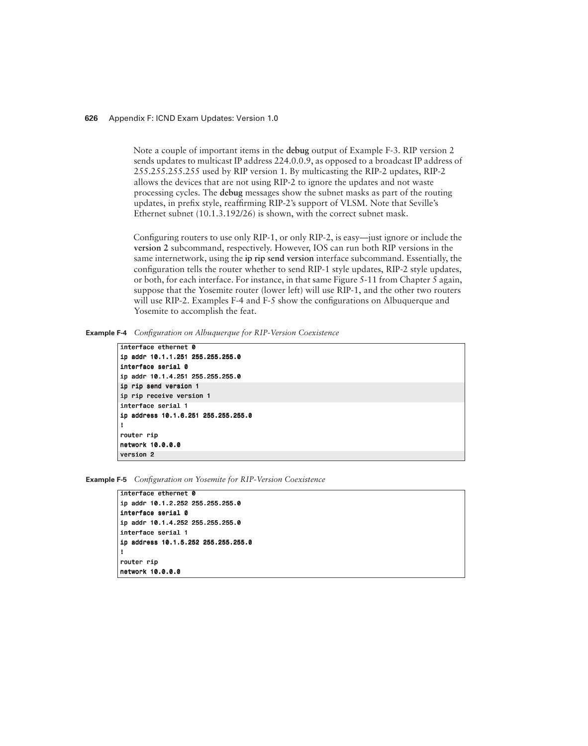Note a couple of important items in the **debug** output of Example F-3. RIP version 2 sends updates to multicast IP address 224.0.0.9, as opposed to a broadcast IP address of 255.255.255.255 used by RIP version 1. By multicasting the RIP-2 updates, RIP-2 allows the devices that are not using RIP-2 to ignore the updates and not waste processing cycles. The **debug** messages show the subnet masks as part of the routing updates, in prefix style, reaffirming RIP-2's support of VLSM. Note that Seville's Ethernet subnet (10.1.3.192/26) is shown, with the correct subnet mask.

Configuring routers to use only RIP-1, or only RIP-2, is easy—just ignore or include the **version 2** subcommand, respectively. However, IOS can run both RIP versions in the same internetwork, using the **ip rip send version** interface subcommand. Essentially, the configuration tells the router whether to send RIP-1 style updates, RIP-2 style updates, or both, for each interface. For instance, in that same Figure 5-11 from Chapter 5 again, suppose that the Yosemite router (lower left) will use RIP-1, and the other two routers will use RIP-2. Examples F-4 and F-5 show the configurations on Albuquerque and Yosemite to accomplish the feat.

**Example F-4** *Configuration on Albuquerque for RIP-Version Coexistence*

```
interface ethernet 0
ip addr 10.1.1.251 255.255.255.0
interface serial 0
ip addr 10.1.4.251 255.255.255.0
ip rip send version 1
ip rip receive version 1
interface serial 1
ip address 10.1.6.251 255.255.255.0
!
router rip
network 10.0.0.0
version 2
```

**Example F-5** *Configuration on Yosemite for RIP-Version Coexistence*

```
interface ethernet 0
ip addr 10.1.2.252 255.255.255.0
interface serial 0
ip addr 10.1.4.252 255.255.255.0
interface serial 1
ip address 10.1.5.252 255.255.255.0
!
router rip
network 10.0.0.0
```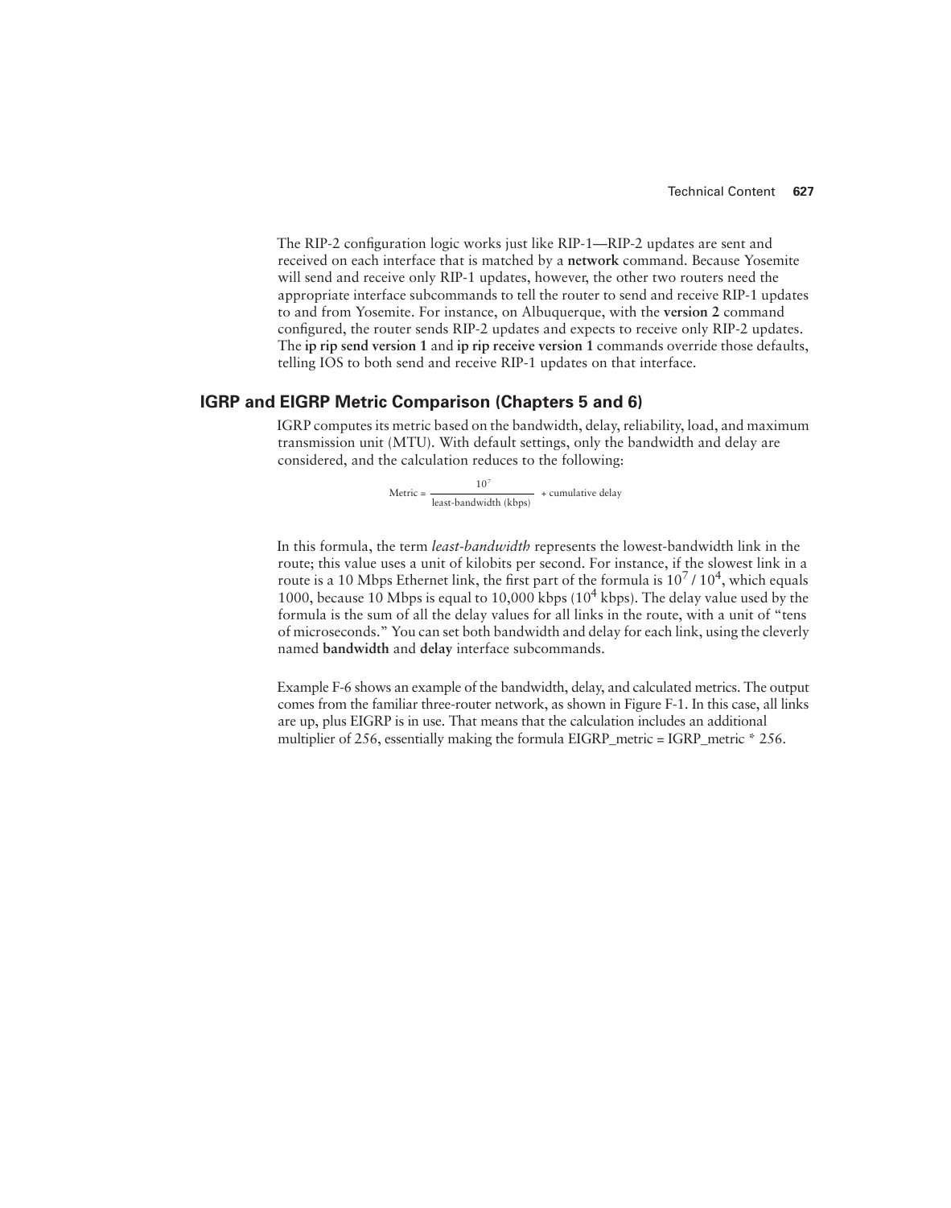The RIP-2 configuration logic works just like RIP-1—RIP-2 updates are sent and received on each interface that is matched by a **network** command. Because Yosemite will send and receive only RIP-1 updates, however, the other two routers need the appropriate interface subcommands to tell the router to send and receive RIP-1 updates to and from Yosemite. For instance, on Albuquerque, with the **version 2** command configured, the router sends RIP-2 updates and expects to receive only RIP-2 updates. The **ip rip send version 1** and **ip rip receive version 1** commands override those defaults, telling IOS to both send and receive RIP-1 updates on that interface.

## IGRP and EIGRP Metric Comparison (Chapters 5 and 6)

IGRP computes its metric based on the bandwidth, delay, reliability, load, and maximum transmission unit (MTU). With default settings, only the bandwidth and delay are considered, and the calculation reduces to the following:

$$\text{Metric} = \frac{10^7}{\text{least-bandwidth (kbps)}} + \text{cumulative delay}$$

In this formula, the term *least-bandwidth* represents the lowest-bandwidth link in the route; this value uses a unit of kilobits per second. For instance, if the slowest link in a route is a 10 Mbps Ethernet link, the first part of the formula is $10^7 / 10^4$, which equals 1000, because 10 Mbps is equal to 10,000 kbps ($10^4$ kbps). The delay value used by the formula is the sum of all the delay values for all links in the route, with a unit of "tens of microseconds." You can set both bandwidth and delay for each link, using the cleverly named **bandwidth** and **delay** interface subcommands.

Example F-6 shows an example of the bandwidth, delay, and calculated metrics. The output comes from the familiar three-router network, as shown in Figure F-1. In this case, all links are up, plus EIGRP is in use. That means that the calculation includes an additional multiplier of 256, essentially making the formula EIGRP_metric = IGRP_metric * 256.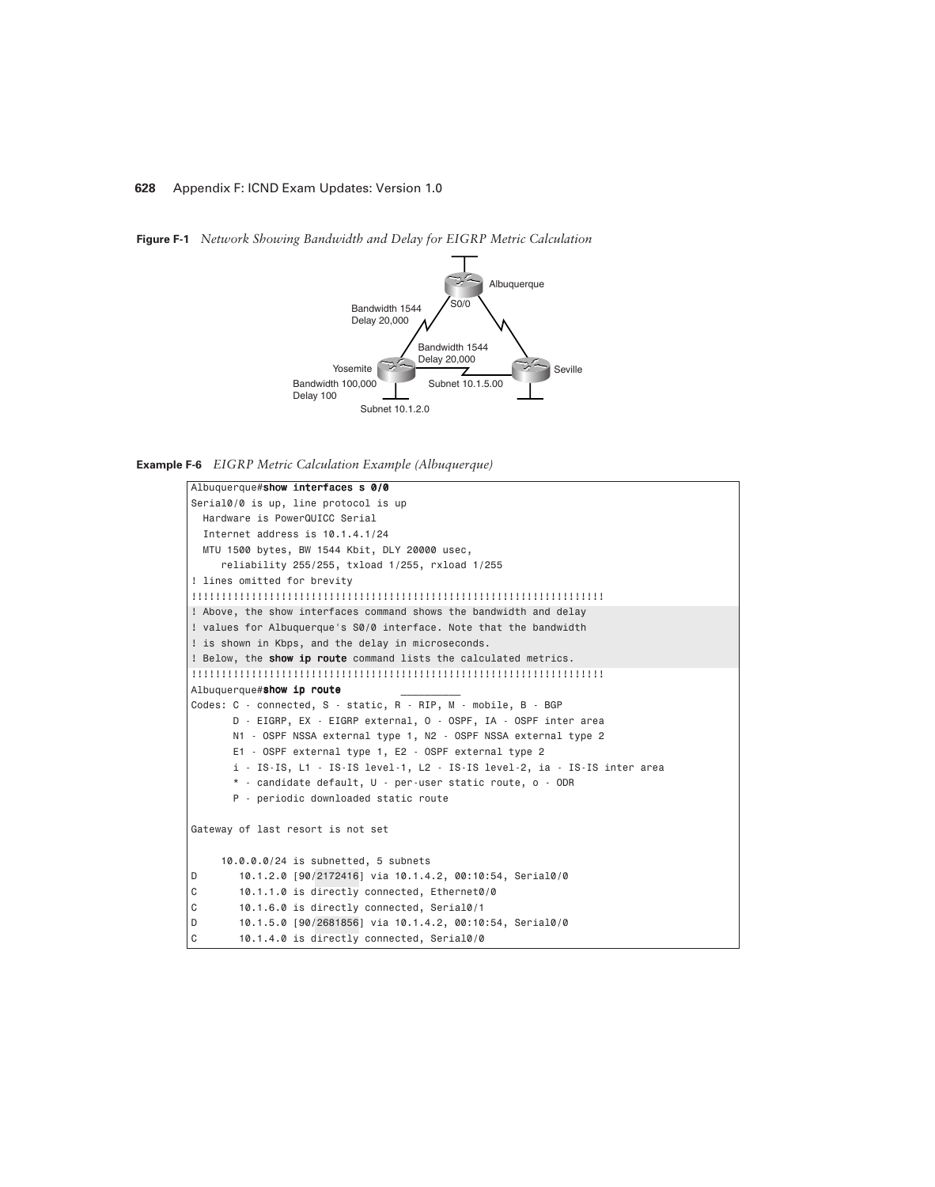**Figure F-1** *Network Showing Bandwidth and Delay for EIGRP Metric Calculation*

**Example F-6** *EIGRP Metric Calculation Example (Albuquerque)*

```
Albuquerque#show interfaces s 0/0
Serial0/0 is up, line protocol is up
  Hardware is PowerQUICC Serial
  Internet address is 10.1.4.1/24
  MTU 1500 bytes, BW 1544 Kbit, DLY 20000 usec,
     reliability 255/255, txload 1/255, rxload 1/255
! lines omitted for brevity
!!!!!!!!!!!!!!!!!!!!!!!!!!!!!!!!!!!!!!!!!!!!!!!!!!!!!!!!!!!!!!!!!!!!!
! Above, the show interfaces command shows the bandwidth and delay
! values for Albuquerque's S0/0 interface. Note that the bandwidth
! is shown in Kbps, and the delay in microseconds.
! Below, the show ip route command lists the calculated metrics.
!!!!!!!!!!!!!!!!!!!!!!!!!!!!!!!!!!!!!!!!!!!!!!!!!!!!!!!!!!!!!!!!!!!!!
Albuquerque#show ip route
Codes: C - connected, S - static, R - RIP, M - mobile, B - BGP
       D - EIGRP, EX - EIGRP external, O - OSPF, IA - OSPF inter area
       N1 - OSPF NSSA external type 1, N2 - OSPF NSSA external type 2
       E1 - OSPF external type 1, E2 - OSPF external type 2
       i - IS-IS, L1 - IS-IS level-1, L2 - IS-IS level-2, ia - IS-IS inter area
       * - candidate default, U - per-user static route, o - ODR
       P - periodic downloaded static route

Gateway of last resort is not set

     10.0.0.0/24 is subnetted, 5 subnets
D       10.1.2.0 [90/2172416] via 10.1.4.2, 00:10:54, Serial0/0
C       10.1.1.0 is directly connected, Ethernet0/0
C       10.1.6.0 is directly connected, Serial0/1
D       10.1.5.0 [90/2681856] via 10.1.4.2, 00:10:54, Serial0/0
C       10.1.4.0 is directly connected, Serial0/0
```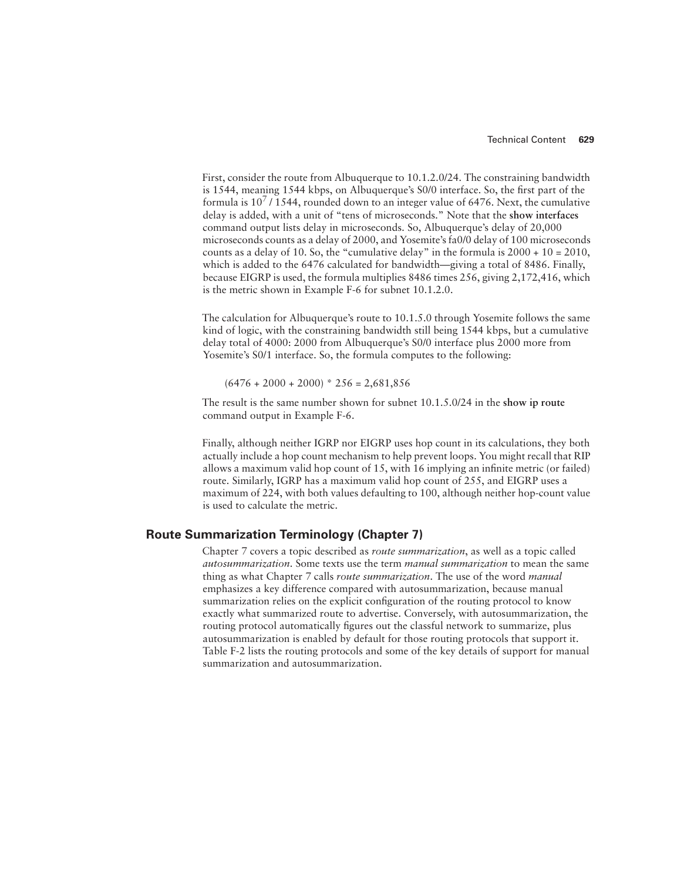First, consider the route from Albuquerque to 10.1.2.0/24. The constraining bandwidth is 1544, meaning 1544 kbps, on Albuquerque's S0/0 interface. So, the first part of the formula is $10^7$ / 1544, rounded down to an integer value of 6476. Next, the cumulative delay is added, with a unit of "tens of microseconds." Note that the **show interfaces** command output lists delay in microseconds. So, Albuquerque's delay of 20,000 microseconds counts as a delay of 2000, and Yosemite's fa0/0 delay of 100 microseconds counts as a delay of 10. So, the "cumulative delay" in the formula is 2000 + 10 = 2010, which is added to the 6476 calculated for bandwidth—giving a total of 8486. Finally, because EIGRP is used, the formula multiplies 8486 times 256, giving 2,172,416, which is the metric shown in Example F-6 for subnet 10.1.2.0.

The calculation for Albuquerque's route to 10.1.5.0 through Yosemite follows the same kind of logic, with the constraining bandwidth still being 1544 kbps, but a cumulative delay total of 4000: 2000 from Albuquerque's S0/0 interface plus 2000 more from Yosemite's S0/1 interface. So, the formula computes to the following:

(6476 + 2000 + 2000) * 256 = 2,681,856

The result is the same number shown for subnet 10.1.5.0/24 in the **show ip route** command output in Example F-6.

Finally, although neither IGRP nor EIGRP uses hop count in its calculations, they both actually include a hop count mechanism to help prevent loops. You might recall that RIP allows a maximum valid hop count of 15, with 16 implying an infinite metric (or failed) route. Similarly, IGRP has a maximum valid hop count of 255, and EIGRP uses a maximum of 224, with both values defaulting to 100, although neither hop-count value is used to calculate the metric.

## Route Summarization Terminology (Chapter 7)

Chapter 7 covers a topic described as *route summarization*, as well as a topic called *autosummarization*. Some texts use the term *manual summarization* to mean the same thing as what Chapter 7 calls *route summarization*. The use of the word *manual* emphasizes a key difference compared with autosummarization, because manual summarization relies on the explicit configuration of the routing protocol to know exactly what summarized route to advertise. Conversely, with autosummarization, the routing protocol automatically figures out the classful network to summarize, plus autosummarization is enabled by default for those routing protocols that support it. Table F-2 lists the routing protocols and some of the key details of support for manual summarization and autosummarization.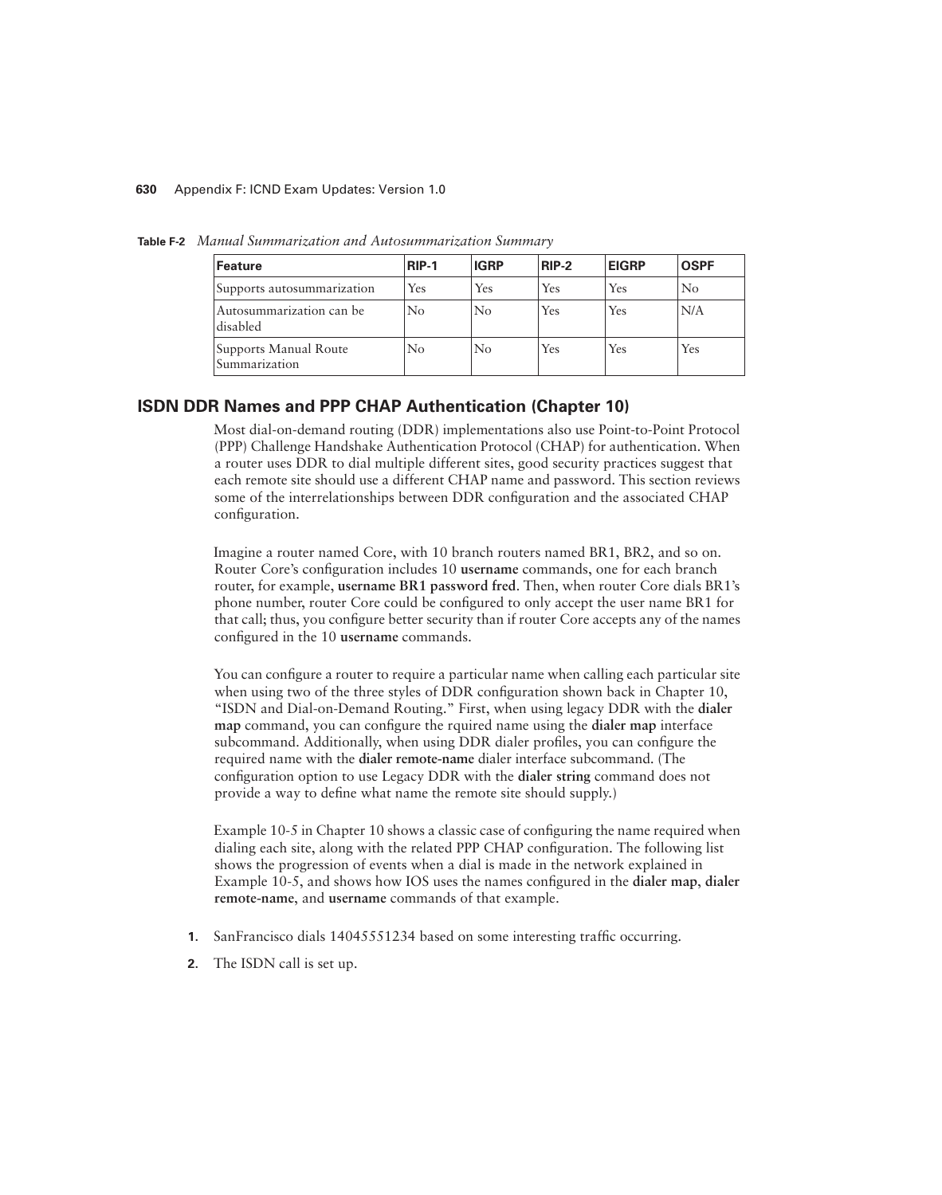**Table F-2** *Manual Summarization and Autosummarization Summary*

| Feature | RIP-1 | IGRP | RIP-2 | EIGRP | OSPF |
|---|---|---|---|---|---|
| Supports autosummarization | Yes | Yes | Yes | Yes | No |
| Autosummarization can be disabled | No | No | Yes | Yes | N/A |
| Supports Manual Route Summarization | No | No | Yes | Yes | Yes |

## ISDN DDR Names and PPP CHAP Authentication (Chapter 10)

Most dial-on-demand routing (DDR) implementations also use Point-to-Point Protocol (PPP) Challenge Handshake Authentication Protocol (CHAP) for authentication. When a router uses DDR to dial multiple different sites, good security practices suggest that each remote site should use a different CHAP name and password. This section reviews some of the interrelationships between DDR configuration and the associated CHAP configuration.

Imagine a router named Core, with 10 branch routers named BR1, BR2, and so on. Router Core's configuration includes 10 **username** commands, one for each branch router, for example, **username BR1 password fred**. Then, when router Core dials BR1's phone number, router Core could be configured to only accept the user name BR1 for that call; thus, you configure better security than if router Core accepts any of the names configured in the 10 **username** commands.

You can configure a router to require a particular name when calling each particular site when using two of the three styles of DDR configuration shown back in Chapter 10, "ISDN and Dial-on-Demand Routing." First, when using legacy DDR with the **dialer map** command, you can configure the rquired name using the **dialer map** interface subcommand. Additionally, when using DDR dialer profiles, you can configure the required name with the **dialer remote-name** dialer interface subcommand. (The configuration option to use Legacy DDR with the **dialer string** command does not provide a way to define what name the remote site should supply.)

Example 10-5 in Chapter 10 shows a classic case of configuring the name required when dialing each site, along with the related PPP CHAP configuration. The following list shows the progression of events when a dial is made in the network explained in Example 10-5, and shows how IOS uses the names configured in the **dialer map**, **dialer remote-name**, and **username** commands of that example.

1. SanFrancisco dials 14045551234 based on some interesting traffic occurring.
2. The ISDN call is set up.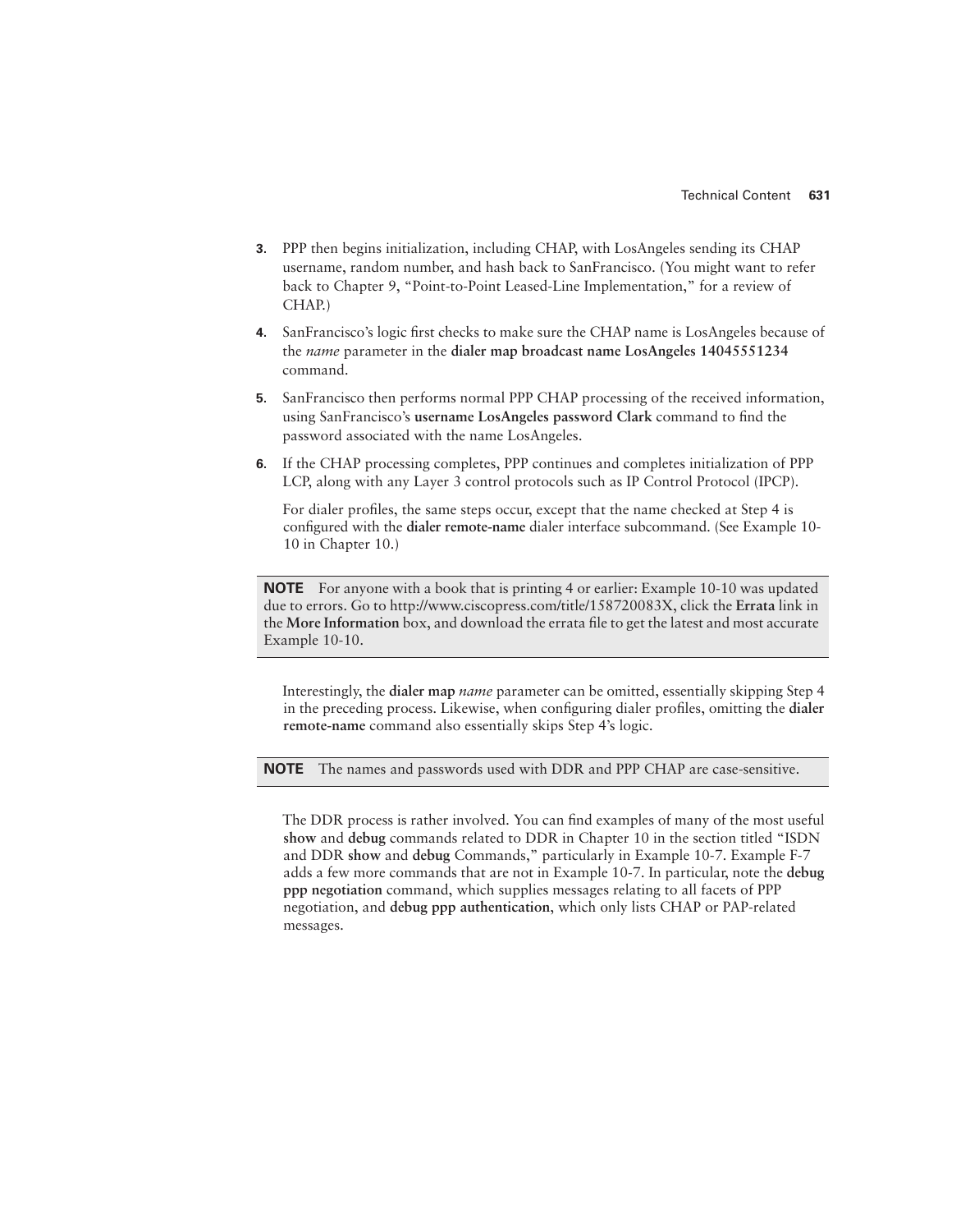3. PPP then begins initialization, including CHAP, with LosAngeles sending its CHAP username, random number, and hash back to SanFrancisco. (You might want to refer back to Chapter 9, “Point-to-Point Leased-Line Implementation,” for a review of CHAP.)

4. SanFrancisco’s logic first checks to make sure the CHAP name is LosAngeles because of the *name* parameter in the **dialer map broadcast name LosAngeles 14045551234** command.

5. SanFrancisco then performs normal PPP CHAP processing of the received information, using SanFrancisco’s **username LosAngeles password Clark** command to find the password associated with the name LosAngeles.

6. If the CHAP processing completes, PPP continues and completes initialization of PPP LCP, along with any Layer 3 control protocols such as IP Control Protocol (IPCP).

For dialer profiles, the same steps occur, except that the name checked at Step 4 is configured with the **dialer remote-name** dialer interface subcommand. (See Example 10-10 in Chapter 10.)

> **NOTE** For anyone with a book that is printing 4 or earlier: Example 10-10 was updated due to errors. Go to http://www.ciscopress.com/title/158720083X, click the **Errata** link in the **More Information** box, and download the errata file to get the latest and most accurate Example 10-10.

Interestingly, the **dialer map** *name* parameter can be omitted, essentially skipping Step 4 in the preceding process. Likewise, when configuring dialer profiles, omitting the **dialer remote-name** command also essentially skips Step 4’s logic.

> **NOTE** The names and passwords used with DDR and PPP CHAP are case-sensitive.

The DDR process is rather involved. You can find examples of many of the most useful **show** and **debug** commands related to DDR in Chapter 10 in the section titled “ISDN and DDR **show** and **debug** Commands,” particularly in Example 10-7. Example F-7 adds a few more commands that are not in Example 10-7. In particular, note the **debug ppp negotiation** command, which supplies messages relating to all facets of PPP negotiation, and **debug ppp authentication**, which only lists CHAP or PAP-related messages.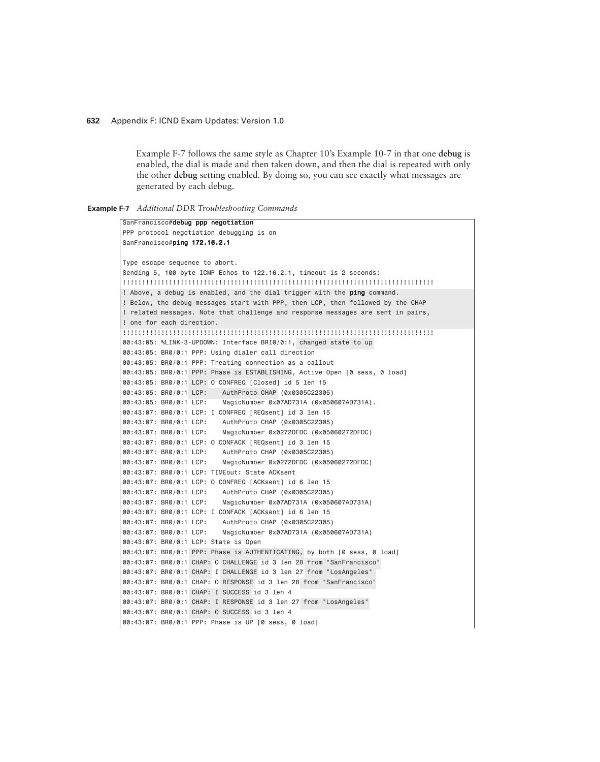Example F-7 follows the same style as Chapter 10's Example 10-7 in that one **debug** is enabled, the dial is made and then taken down, and then the dial is repeated with only the other **debug** setting enabled. By doing so, you can see exactly what messages are generated by each debug.

**Example F-7** *Additional DDR Troubleshooting Commands*

```
SanFrancisco#debug ppp negotiation
PPP protocol negotiation debugging is on
SanFrancisco#ping 172.16.2.1

Type escape sequence to abort.
Sending 5, 100-byte ICMP Echos to 122.16.2.1, timeout is 2 seconds:
!!!!!!!!!!!!!!!!!!!!!!!!!!!!!!!!!!!!!!!!!!!!!!!!!!!!!!!!!!!!!!!!!!!!!!!!!!!!!!!!
! Above, a debug is enabled, and the dial trigger with the ping command.
! Below, the debug messages start with PPP, then LCP, then followed by the CHAP
! related messages. Note that challenge and response messages are sent in pairs,
! one for each direction.
!!!!!!!!!!!!!!!!!!!!!!!!!!!!!!!!!!!!!!!!!!!!!!!!!!!!!!!!!!!!!!!!!!!!!!!!!!!!!!!!
00:43:05: %LINK-3-UPDOWN: Interface BRI0/0:1, changed state to up
00:43:05: BR0/0:1 PPP: Using dialer call direction
00:43:05: BR0/0:1 PPP: Treating connection as a callout
00:43:05: BR0/0:1 PPP: Phase is ESTABLISHING, Active Open [0 sess, 0 load]
00:43:05: BR0/0:1 LCP: O CONFREQ [Closed] id 5 len 15
00:43:05: BR0/0:1 LCP:    AuthProto CHAP (0x0305C22305)
00:43:05: BR0/0:1 LCP:    MagicNumber 0x07AD731A (0x050607AD731A).
00:43:07: BR0/0:1 LCP: I CONFREQ [REQsent] id 3 len 15
00:43:07: BR0/0:1 LCP:    AuthProto CHAP (0x0305C22305)
00:43:07: BR0/0:1 LCP:    MagicNumber 0x0272DFDC (0x05060272DFDC)
00:43:07: BR0/0:1 LCP: O CONFACK [REQsent] id 3 len 15
00:43:07: BR0/0:1 LCP:    AuthProto CHAP (0x0305C22305)
00:43:07: BR0/0:1 LCP:    MagicNumber 0x0272DFDC (0x05060272DFDC)
00:43:07: BR0/0:1 LCP: TIMEout: State ACKsent
00:43:07: BR0/0:1 LCP: O CONFREQ [ACKsent] id 6 len 15
00:43:07: BR0/0:1 LCP:    AuthProto CHAP (0x0305C22305)
00:43:07: BR0/0:1 LCP:    MagicNumber 0x07AD731A (0x050607AD731A)
00:43:07: BR0/0:1 LCP: I CONFACK [ACKsent] id 6 len 15
00:43:07: BR0/0:1 LCP:    AuthProto CHAP (0x0305C22305)
00:43:07: BR0/0:1 LCP:    MagicNumber 0x07AD731A (0x050607AD731A)
00:43:07: BR0/0:1 LCP: State is Open
00:43:07: BR0/0:1 PPP: Phase is AUTHENTICATING, by both [0 sess, 0 load]
00:43:07: BR0/0:1 CHAP: O CHALLENGE id 3 len 28 from "SanFrancisco"
00:43:07: BR0/0:1 CHAP: I CHALLENGE id 3 len 27 from "LosAngeles"
00:43:07: BR0/0:1 CHAP: O RESPONSE id 3 len 28 from "SanFrancisco"
00:43:07: BR0/0:1 CHAP: I SUCCESS id 3 len 4
00:43:07: BR0/0:1 CHAP: I RESPONSE id 3 len 27 from "LosAngeles"
00:43:07: BR0/0:1 CHAP: O SUCCESS id 3 len 4
00:43:07: BR0/0:1 PPP: Phase is UP [0 sess, 0 load]
```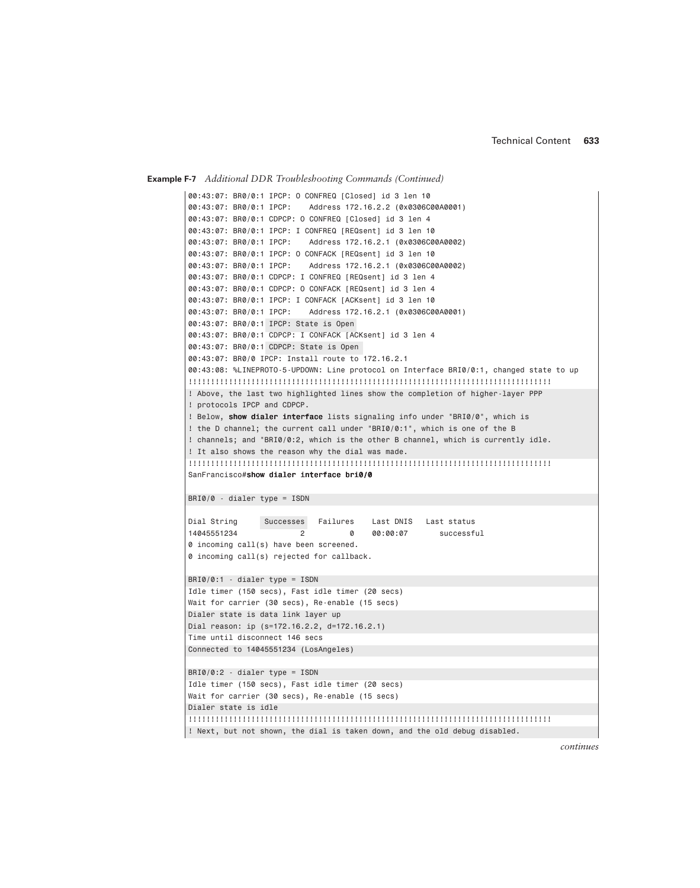**Example F-7** *Additional DDR Troubleshooting Commands (Continued)*

```
00:43:07: BR0/0:1 IPCP: O CONFREQ [Closed] id 3 len 10
00:43:07: BR0/0:1 IPCP:    Address 172.16.2.2 (0x0306C00A0001)
00:43:07: BR0/0:1 CDPCP: O CONFREQ [Closed] id 3 len 4
00:43:07: BR0/0:1 IPCP: I CONFREQ [REQsent] id 3 len 10
00:43:07: BR0/0:1 IPCP:    Address 172.16.2.1 (0x0306C00A0002)
00:43:07: BR0/0:1 IPCP: O CONFACK [REQsent] id 3 len 10
00:43:07: BR0/0:1 IPCP:    Address 172.16.2.1 (0x0306C00A0002)
00:43:07: BR0/0:1 CDPCP: I CONFREQ [REQsent] id 3 len 4
00:43:07: BR0/0:1 CDPCP: O CONFACK [REQsent] id 3 len 4
00:43:07: BR0/0:1 IPCP: I CONFACK [ACKsent] id 3 len 10
00:43:07: BR0/0:1 IPCP:    Address 172.16.2.1 (0x0306C00A0001)
00:43:07: BR0/0:1 IPCP: State is Open
00:43:07: BR0/0:1 CDPCP: I CONFACK [ACKsent] id 3 len 4
00:43:07: BR0/0:1 CDPCP: State is Open
00:43:07: BR0/0 IPCP: Install route to 172.16.2.1
00:43:08: %LINEPROTO-5-UPDOWN: Line protocol on Interface BRI0/0:1, changed state to up
!!!!!!!!!!!!!!!!!!!!!!!!!!!!!!!!!!!!!!!!!!!!!!!!!!!!!!!!!!!!!!!!!!!!!!!!!!!!!!!!!
! Above, the last two highlighted lines show the completion of higher-layer PPP
! protocols IPCP and CDPCP.
! Below, show dialer interface lists signaling info under "BRI0/0", which is
! the D channel; the current call under "BRI0/0:1", which is one of the B
! channels; and "BRI0/0:2, which is the other B channel, which is currently idle.
! It also shows the reason why the dial was made.
!!!!!!!!!!!!!!!!!!!!!!!!!!!!!!!!!!!!!!!!!!!!!!!!!!!!!!!!!!!!!!!!!!!!!!!!!!!!!!!!!
SanFrancisco#show dialer interface bri0/0

BRI0/0 - dialer type = ISDN

Dial String      Successes   Failures    Last DNIS   Last status
14045551234             2          0     00:00:07       successful
0 incoming call(s) have been screened.
0 incoming call(s) rejected for callback.

BRI0/0:1 - dialer type = ISDN
Idle timer (150 secs), Fast idle timer (20 secs)
Wait for carrier (30 secs), Re-enable (15 secs)
Dialer state is data link layer up
Dial reason: ip (s=172.16.2.2, d=172.16.2.1)
Time until disconnect 146 secs
Connected to 14045551234 (LosAngeles)

BRI0/0:2 - dialer type = ISDN
Idle timer (150 secs), Fast idle timer (20 secs)
Wait for carrier (30 secs), Re-enable (15 secs)
Dialer state is idle
!!!!!!!!!!!!!!!!!!!!!!!!!!!!!!!!!!!!!!!!!!!!!!!!!!!!!!!!!!!!!!!!!!!!!!!!!!!!!!!!!
! Next, but not shown, the dial is taken down, and the old debug disabled.
```

*continues*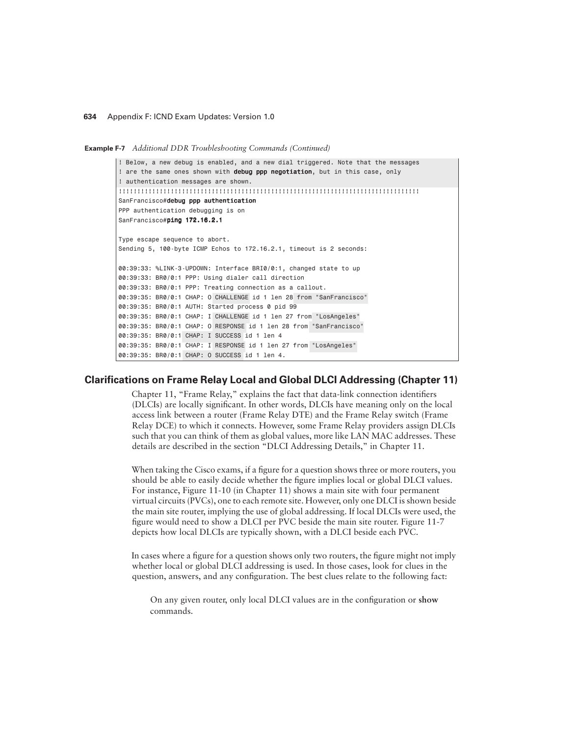**Example F-7** *Additional DDR Troubleshooting Commands (Continued)*

```
! Below, a new debug is enabled, and a new dial triggered. Note that the messages
! are the same ones shown with debug ppp negotiation, but in this case, only
! authentication messages are shown.
!!!!!!!!!!!!!!!!!!!!!!!!!!!!!!!!!!!!!!!!!!!!!!!!!!!!!!!!!!!!!!!!!!!!!!!!!!!!!!!!
SanFrancisco#debug ppp authentication
PPP authentication debugging is on
SanFrancisco#ping 172.16.2.1

Type escape sequence to abort.
Sending 5, 100-byte ICMP Echos to 172.16.2.1, timeout is 2 seconds:

00:39:33: %LINK-3-UPDOWN: Interface BRI0/0:1, changed state to up
00:39:33: BR0/0:1 PPP: Using dialer call direction
00:39:33: BR0/0:1 PPP: Treating connection as a callout.
00:39:35: BR0/0:1 CHAP: O CHALLENGE id 1 len 28 from "SanFrancisco"
00:39:35: BR0/0:1 AUTH: Started process 0 pid 99
00:39:35: BR0/0:1 CHAP: I CHALLENGE id 1 len 27 from "LosAngeles"
00:39:35: BR0/0:1 CHAP: O RESPONSE id 1 len 28 from "SanFrancisco"
00:39:35: BR0/0:1 CHAP: I SUCCESS id 1 len 4
00:39:35: BR0/0:1 CHAP: I RESPONSE id 1 len 27 from "LosAngeles"
00:39:35: BR0/0:1 CHAP: O SUCCESS id 1 len 4.
```

## Clarifications on Frame Relay Local and Global DLCI Addressing (Chapter 11)

Chapter 11, "Frame Relay," explains the fact that data-link connection identifiers (DLCIs) are locally significant. In other words, DLCIs have meaning only on the local access link between a router (Frame Relay DTE) and the Frame Relay switch (Frame Relay DCE) to which it connects. However, some Frame Relay providers assign DLCIs such that you can think of them as global values, more like LAN MAC addresses. These details are described in the section "DLCI Addressing Details," in Chapter 11.

When taking the Cisco exams, if a figure for a question shows three or more routers, you should be able to easily decide whether the figure implies local or global DLCI values. For instance, Figure 11-10 (in Chapter 11) shows a main site with four permanent virtual circuits (PVCs), one to each remote site. However, only one DLCI is shown beside the main site router, implying the use of global addressing. If local DLCIs were used, the figure would need to show a DLCI per PVC beside the main site router. Figure 11-7 depicts how local DLCIs are typically shown, with a DLCI beside each PVC.

In cases where a figure for a question shows only two routers, the figure might not imply whether local or global DLCI addressing is used. In those cases, look for clues in the question, answers, and any configuration. The best clues relate to the following fact:

> On any given router, only local DLCI values are in the configuration or **show** commands.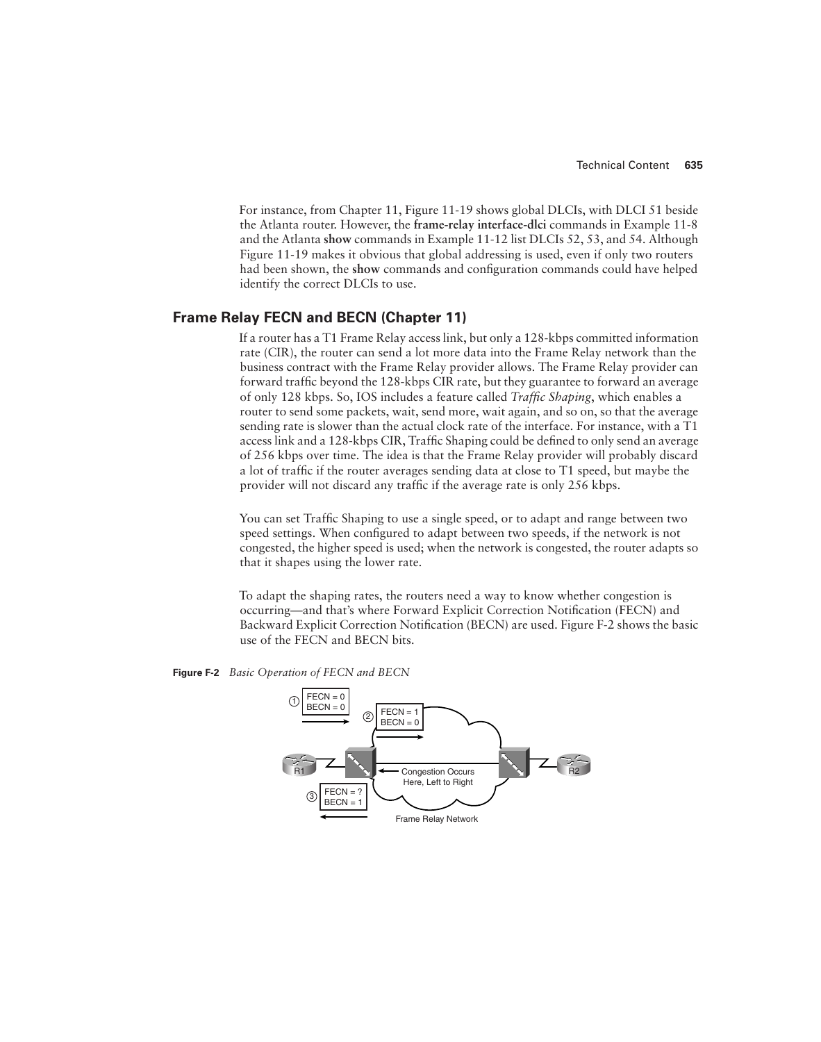For instance, from Chapter 11, Figure 11-19 shows global DLCIs, with DLCI 51 beside the Atlanta router. However, the **frame-relay interface-dlci** commands in Example 11-8 and the Atlanta **show** commands in Example 11-12 list DLCIs 52, 53, and 54. Although Figure 11-19 makes it obvious that global addressing is used, even if only two routers had been shown, the **show** commands and configuration commands could have helped identify the correct DLCIs to use.

## Frame Relay FECN and BECN (Chapter 11)

If a router has a T1 Frame Relay access link, but only a 128-kbps committed information rate (CIR), the router can send a lot more data into the Frame Relay network than the business contract with the Frame Relay provider allows. The Frame Relay provider can forward traffic beyond the 128-kbps CIR rate, but they guarantee to forward an average of only 128 kbps. So, IOS includes a feature called *Traffic Shaping*, which enables a router to send some packets, wait, send more, wait again, and so on, so that the average sending rate is slower than the actual clock rate of the interface. For instance, with a T1 access link and a 128-kbps CIR, Traffic Shaping could be defined to only send an average of 256 kbps over time. The idea is that the Frame Relay provider will probably discard a lot of traffic if the router averages sending data at close to T1 speed, but maybe the provider will not discard any traffic if the average rate is only 256 kbps.

You can set Traffic Shaping to use a single speed, or to adapt and range between two speed settings. When configured to adapt between two speeds, if the network is not congested, the higher speed is used; when the network is congested, the router adapts so that it shapes using the lower rate.

To adapt the shaping rates, the routers need a way to know whether congestion is occurring—and that's where Forward Explicit Correction Notification (FECN) and Backward Explicit Correction Notification (BECN) are used. Figure F-2 shows the basic use of the FECN and BECN bits.

**Figure F-2** *Basic Operation of FECN and BECN*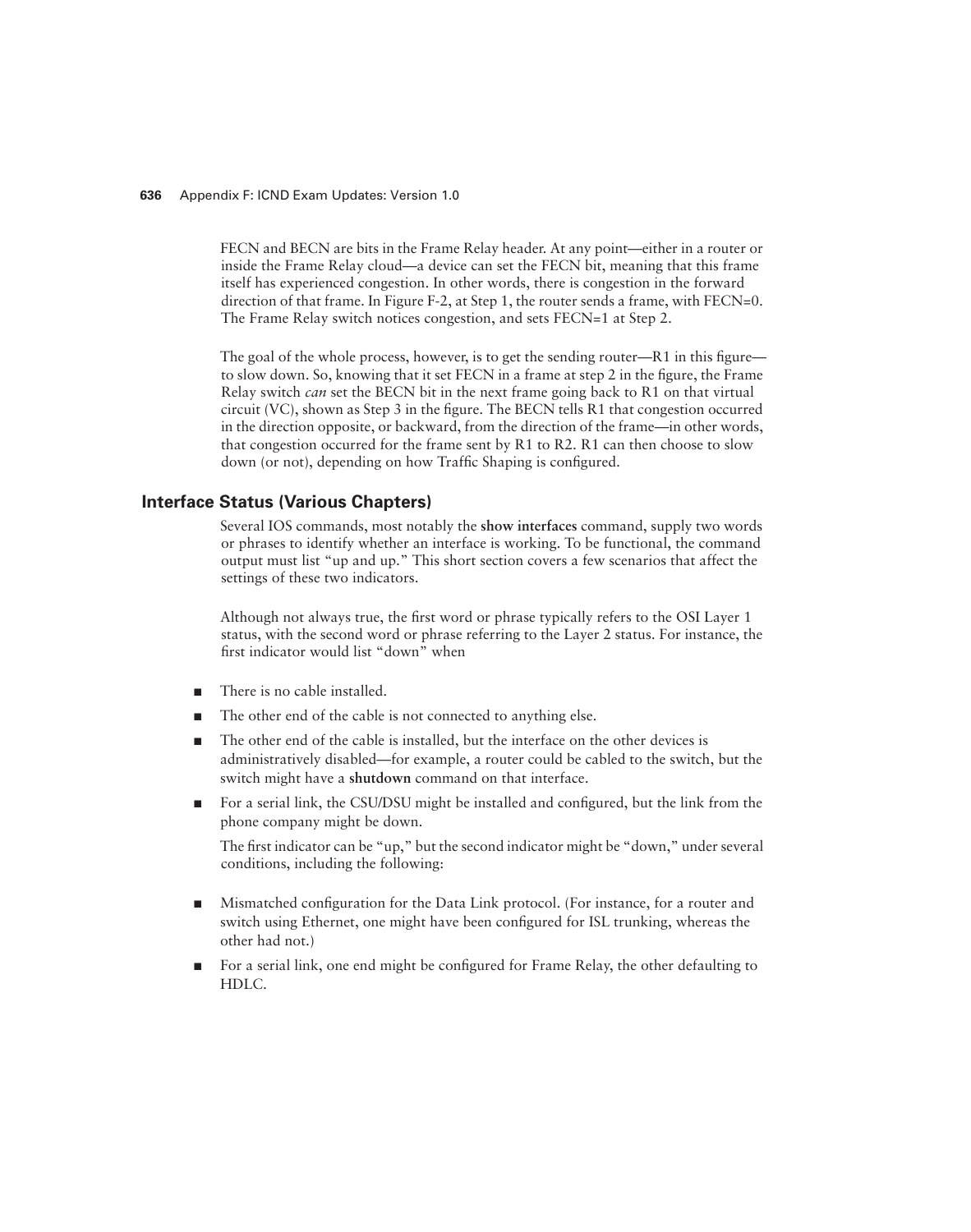FECN and BECN are bits in the Frame Relay header. At any point—either in a router or inside the Frame Relay cloud—a device can set the FECN bit, meaning that this frame itself has experienced congestion. In other words, there is congestion in the forward direction of that frame. In Figure F-2, at Step 1, the router sends a frame, with FECN=0. The Frame Relay switch notices congestion, and sets FECN=1 at Step 2.

The goal of the whole process, however, is to get the sending router—R1 in this figure—to slow down. So, knowing that it set FECN in a frame at step 2 in the figure, the Frame Relay switch *can* set the BECN bit in the next frame going back to R1 on that virtual circuit (VC), shown as Step 3 in the figure. The BECN tells R1 that congestion occurred in the direction opposite, or backward, from the direction of the frame—in other words, that congestion occurred for the frame sent by R1 to R2. R1 can then choose to slow down (or not), depending on how Traffic Shaping is configured.

## Interface Status (Various Chapters)

Several IOS commands, most notably the **show interfaces** command, supply two words or phrases to identify whether an interface is working. To be functional, the command output must list "up and up." This short section covers a few scenarios that affect the settings of these two indicators.

Although not always true, the first word or phrase typically refers to the OSI Layer 1 status, with the second word or phrase referring to the Layer 2 status. For instance, the first indicator would list "down" when

- There is no cable installed.
- The other end of the cable is not connected to anything else.
- The other end of the cable is installed, but the interface on the other devices is administratively disabled—for example, a router could be cabled to the switch, but the switch might have a **shutdown** command on that interface.
- For a serial link, the CSU/DSU might be installed and configured, but the link from the phone company might be down.

  The first indicator can be "up," but the second indicator might be "down," under several conditions, including the following:

- Mismatched configuration for the Data Link protocol. (For instance, for a router and switch using Ethernet, one might have been configured for ISL trunking, whereas the other had not.)
- For a serial link, one end might be configured for Frame Relay, the other defaulting to HDLC.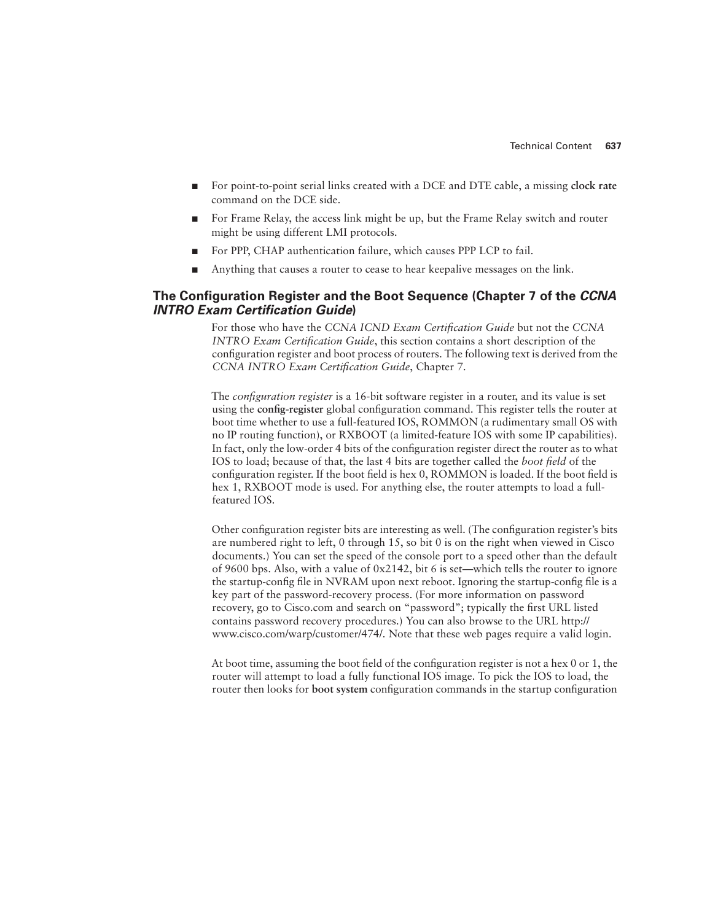- For point-to-point serial links created with a DCE and DTE cable, a missing **clock rate** command on the DCE side.
- For Frame Relay, the access link might be up, but the Frame Relay switch and router might be using different LMI protocols.
- For PPP, CHAP authentication failure, which causes PPP LCP to fail.
- Anything that causes a router to cease to hear keepalive messages on the link.

## The Configuration Register and the Boot Sequence (Chapter 7 of the *CCNA INTRO Exam Certification Guide*)

For those who have the *CCNA ICND Exam Certification Guide* but not the *CCNA INTRO Exam Certification Guide*, this section contains a short description of the configuration register and boot process of routers. The following text is derived from the *CCNA INTRO Exam Certification Guide*, Chapter 7.

The *configuration register* is a 16-bit software register in a router, and its value is set using the **config-register** global configuration command. This register tells the router at boot time whether to use a full-featured IOS, ROMMON (a rudimentary small OS with no IP routing function), or RXBOOT (a limited-feature IOS with some IP capabilities). In fact, only the low-order 4 bits of the configuration register direct the router as to what IOS to load; because of that, the last 4 bits are together called the *boot field* of the configuration register. If the boot field is hex 0, ROMMON is loaded. If the boot field is hex 1, RXBOOT mode is used. For anything else, the router attempts to load a full-featured IOS.

Other configuration register bits are interesting as well. (The configuration register's bits are numbered right to left, 0 through 15, so bit 0 is on the right when viewed in Cisco documents.) You can set the speed of the console port to a speed other than the default of 9600 bps. Also, with a value of 0x2142, bit 6 is set—which tells the router to ignore the startup-config file in NVRAM upon next reboot. Ignoring the startup-config file is a key part of the password-recovery process. (For more information on password recovery, go to Cisco.com and search on "password"; typically the first URL listed contains password recovery procedures.) You can also browse to the URL http://www.cisco.com/warp/customer/474/. Note that these web pages require a valid login.

At boot time, assuming the boot field of the configuration register is not a hex 0 or 1, the router will attempt to load a fully functional IOS image. To pick the IOS to load, the router then looks for **boot system** configuration commands in the startup configuration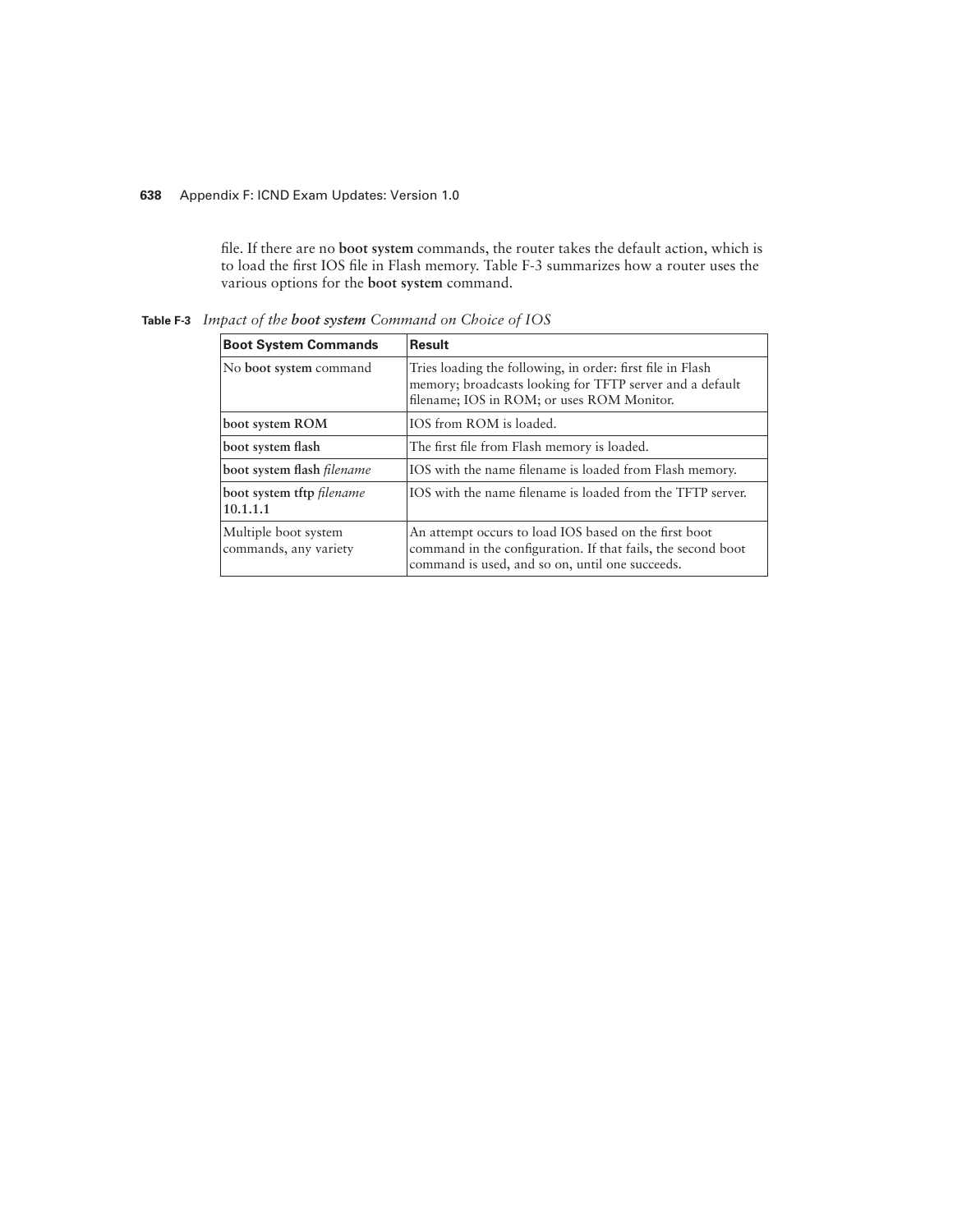file. If there are no **boot system** commands, the router takes the default action, which is to load the first IOS file in Flash memory. Table F-3 summarizes how a router uses the various options for the **boot system** command.

**Table F-3** *Impact of the* ***boot system*** *Command on Choice of IOS*

| Boot System Commands | Result |
|---|---|
| No **boot system** command | Tries loading the following, in order: first file in Flash memory; broadcasts looking for TFTP server and a default filename; IOS in ROM; or uses ROM Monitor. |
| **boot system ROM** | IOS from ROM is loaded. |
| **boot system flash** | The first file from Flash memory is loaded. |
| **boot system flash** *filename* | IOS with the name filename is loaded from Flash memory. |
| **boot system tftp** *filename* **10.1.1.1** | IOS with the name filename is loaded from the TFTP server. |
| Multiple boot system commands, any variety | An attempt occurs to load IOS based on the first boot command in the configuration. If that fails, the second boot command is used, and so on, until one succeeds. |